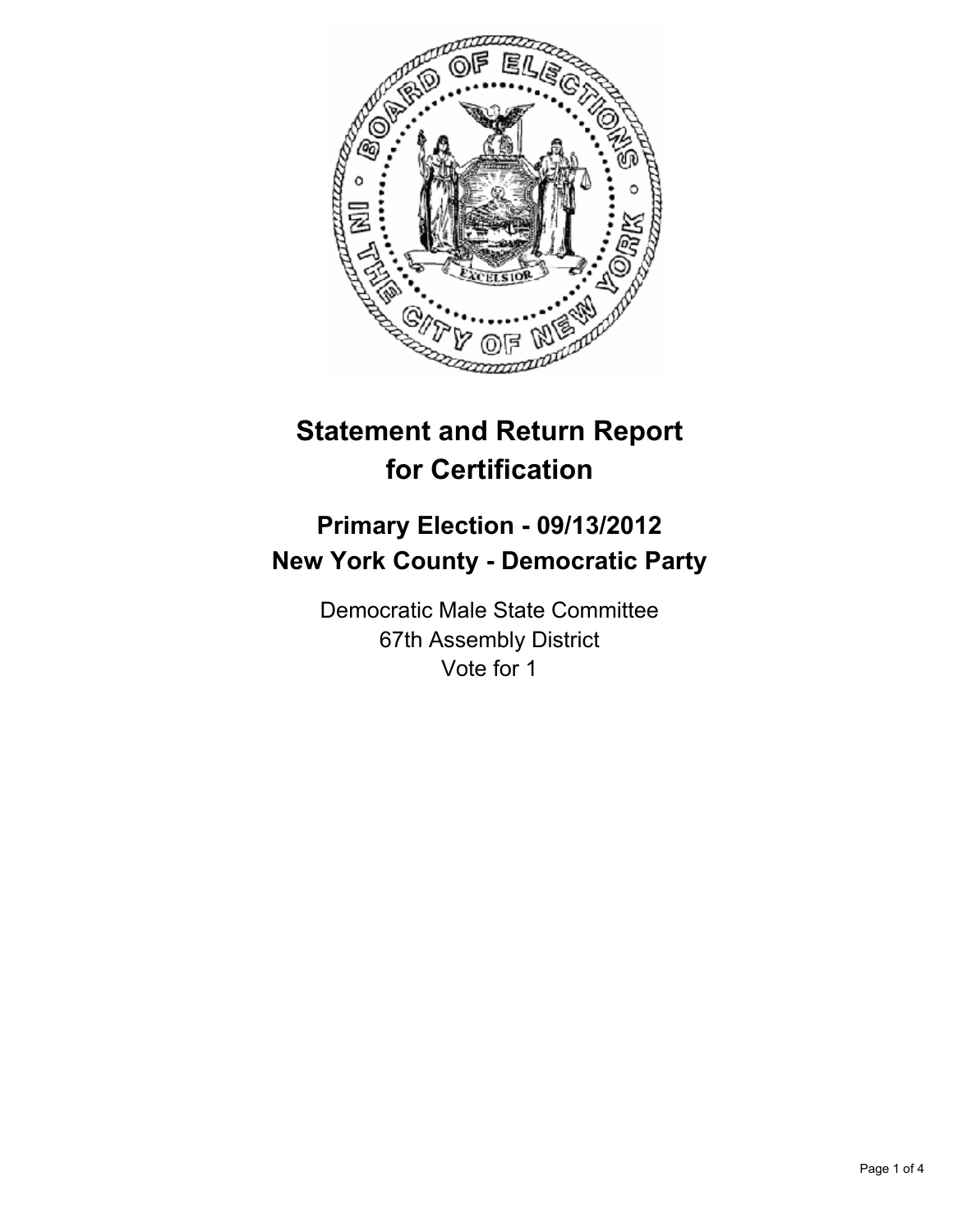# Statement and Return Report for Certification

## Primary Election - 09/13/2012
## New York County - Democratic Party

Democratic Male State Committee
67th Assembly District
Vote for 1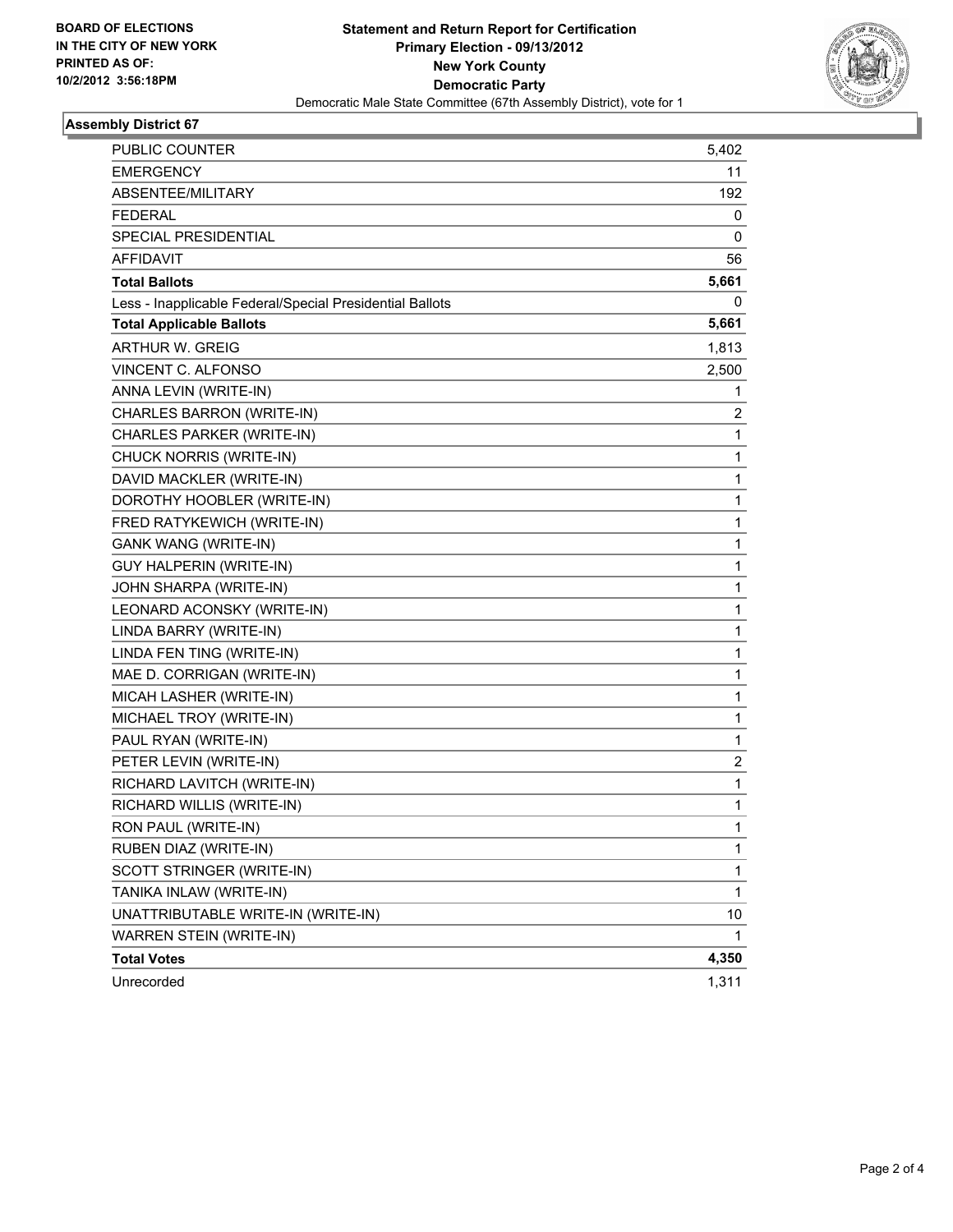**BOARD OF ELECTIONS IN THE CITY OF NEW YORK PRINTED AS OF: 10/2/2012 3:56:18PM**

**Statement and Return Report for Certification Primary Election - 09/13/2012 New York County Democratic Party**

Democratic Male State Committee (67th Assembly District), vote for 1

## Assembly District 67

| | |
|---|---|
| PUBLIC COUNTER | 5,402 |
| EMERGENCY | 11 |
| ABSENTEE/MILITARY | 192 |
| FEDERAL | 0 |
| SPECIAL PRESIDENTIAL | 0 |
| AFFIDAVIT | 56 |
| **Total Ballots** | **5,661** |
| Less - Inapplicable Federal/Special Presidential Ballots | 0 |
| **Total Applicable Ballots** | **5,661** |
| ARTHUR W. GREIG | 1,813 |
| VINCENT C. ALFONSO | 2,500 |
| ANNA LEVIN (WRITE-IN) | 1 |
| CHARLES BARRON (WRITE-IN) | 2 |
| CHARLES PARKER (WRITE-IN) | 1 |
| CHUCK NORRIS (WRITE-IN) | 1 |
| DAVID MACKLER (WRITE-IN) | 1 |
| DOROTHY HOOBLER (WRITE-IN) | 1 |
| FRED RATYKEWICH (WRITE-IN) | 1 |
| GANK WANG (WRITE-IN) | 1 |
| GUY HALPERIN (WRITE-IN) | 1 |
| JOHN SHARPA (WRITE-IN) | 1 |
| LEONARD ACONSKY (WRITE-IN) | 1 |
| LINDA BARRY (WRITE-IN) | 1 |
| LINDA FEN TING (WRITE-IN) | 1 |
| MAE D. CORRIGAN (WRITE-IN) | 1 |
| MICAH LASHER (WRITE-IN) | 1 |
| MICHAEL TROY (WRITE-IN) | 1 |
| PAUL RYAN (WRITE-IN) | 1 |
| PETER LEVIN (WRITE-IN) | 2 |
| RICHARD LAVITCH (WRITE-IN) | 1 |
| RICHARD WILLIS (WRITE-IN) | 1 |
| RON PAUL (WRITE-IN) | 1 |
| RUBEN DIAZ (WRITE-IN) | 1 |
| SCOTT STRINGER (WRITE-IN) | 1 |
| TANIKA INLAW (WRITE-IN) | 1 |
| UNATTRIBUTABLE WRITE-IN (WRITE-IN) | 10 |
| WARREN STEIN (WRITE-IN) | 1 |
| **Total Votes** | **4,350** |
| Unrecorded | 1,311 |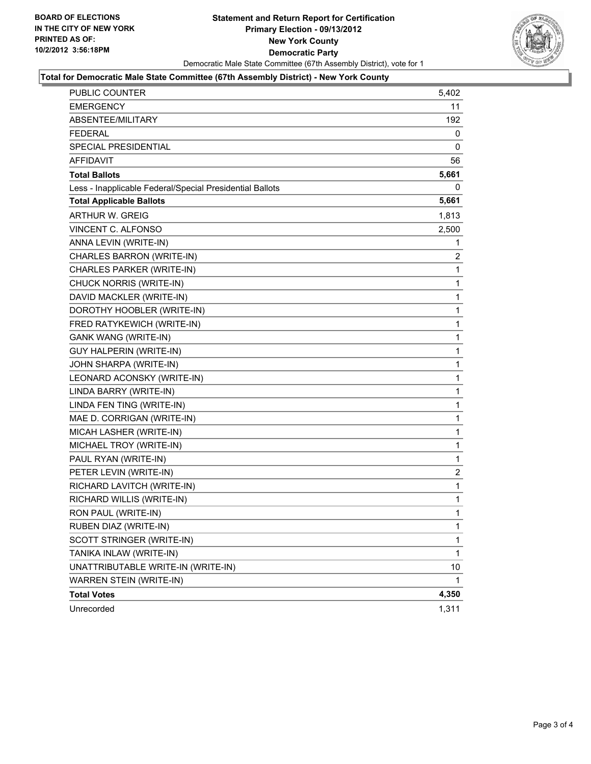BOARD OF ELECTIONS
IN THE CITY OF NEW YORK
PRINTED AS OF:
10/2/2012 3:56:18PM

**Statement and Return Report for Certification**
**Primary Election - 09/13/2012**
**New York County**
**Democratic Party**
Democratic Male State Committee (67th Assembly District), vote for 1

**Total for Democratic Male State Committee (67th Assembly District) - New York County**

| | |
|---|---|
| PUBLIC COUNTER | 5,402 |
| EMERGENCY | 11 |
| ABSENTEE/MILITARY | 192 |
| FEDERAL | 0 |
| SPECIAL PRESIDENTIAL | 0 |
| AFFIDAVIT | 56 |
| **Total Ballots** | **5,661** |
| Less - Inapplicable Federal/Special Presidential Ballots | 0 |
| **Total Applicable Ballots** | **5,661** |
| ARTHUR W. GREIG | 1,813 |
| VINCENT C. ALFONSO | 2,500 |
| ANNA LEVIN (WRITE-IN) | 1 |
| CHARLES BARRON (WRITE-IN) | 2 |
| CHARLES PARKER (WRITE-IN) | 1 |
| CHUCK NORRIS (WRITE-IN) | 1 |
| DAVID MACKLER (WRITE-IN) | 1 |
| DOROTHY HOOBLER (WRITE-IN) | 1 |
| FRED RATYKEWICH (WRITE-IN) | 1 |
| GANK WANG (WRITE-IN) | 1 |
| GUY HALPERIN (WRITE-IN) | 1 |
| JOHN SHARPA (WRITE-IN) | 1 |
| LEONARD ACONSKY (WRITE-IN) | 1 |
| LINDA BARRY (WRITE-IN) | 1 |
| LINDA FEN TING (WRITE-IN) | 1 |
| MAE D. CORRIGAN (WRITE-IN) | 1 |
| MICAH LASHER (WRITE-IN) | 1 |
| MICHAEL TROY (WRITE-IN) | 1 |
| PAUL RYAN (WRITE-IN) | 1 |
| PETER LEVIN (WRITE-IN) | 2 |
| RICHARD LAVITCH (WRITE-IN) | 1 |
| RICHARD WILLIS (WRITE-IN) | 1 |
| RON PAUL (WRITE-IN) | 1 |
| RUBEN DIAZ (WRITE-IN) | 1 |
| SCOTT STRINGER (WRITE-IN) | 1 |
| TANIKA INLAW (WRITE-IN) | 1 |
| UNATTRIBUTABLE WRITE-IN (WRITE-IN) | 10 |
| WARREN STEIN (WRITE-IN) | 1 |
| **Total Votes** | **4,350** |
| Unrecorded | 1,311 |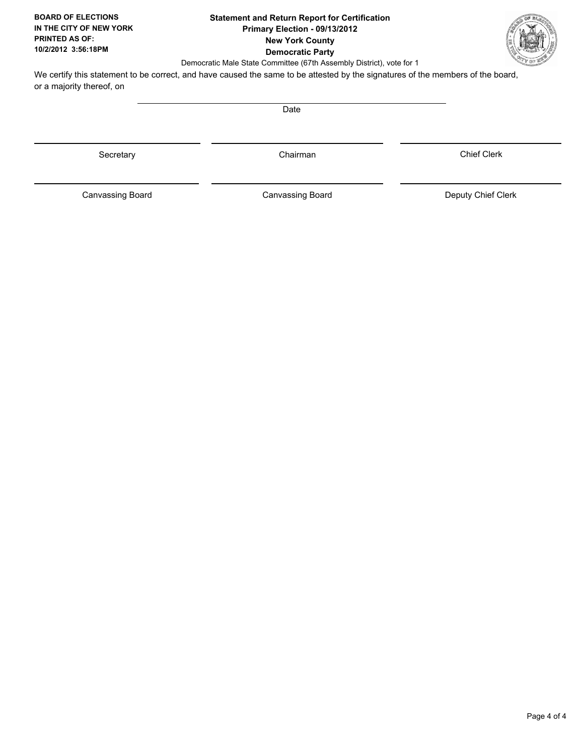**BOARD OF ELECTIONS**
**IN THE CITY OF NEW YORK**
**PRINTED AS OF:**
**10/2/2012 3:56:18PM**

**Statement and Return Report for Certification**
**Primary Election - 09/13/2012**
**New York County**
**Democratic Party**

Democratic Male State Committee (67th Assembly District), vote for 1

We certify this statement to be correct, and have caused the same to be attested by the signatures of the members of the board, or a majority thereof, on

\_\_\_\_\_\_\_\_\_\_\_\_\_\_\_\_\_\_\_\_\_\_\_\_\_\_\_\_\_\_\_\_\_\_\_\_\_\_\_\_
Date

| | | |
|---|---|---|
| Secretary | Chairman | Chief Clerk |
| Canvassing Board | Canvassing Board | Deputy Chief Clerk |